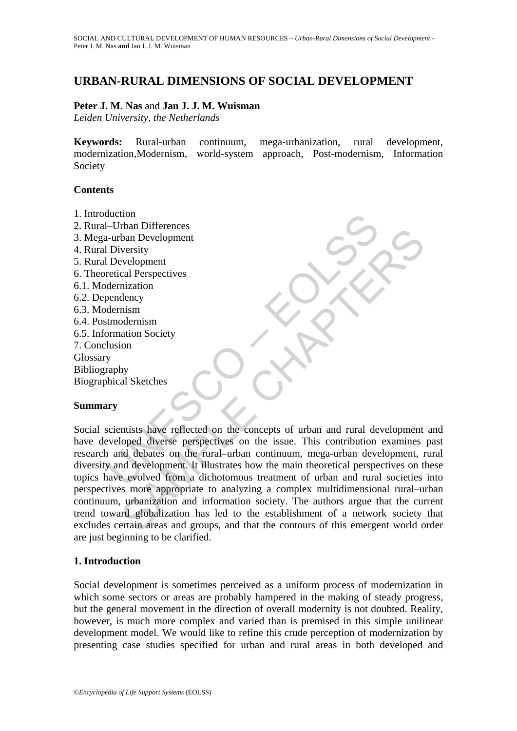# URBAN-RURAL DIMENSIONS OF SOCIAL DEVELOPMENT

**Peter J. M. Nas** and **Jan J. J. M. Wuisman**
*Leiden University, the Netherlands*

**Keywords:** Rural-urban continuum, mega-urbanization, rural development, modernization,Modernism, world-system approach, Post-modernism, Information Society

**Contents**

1. Introduction
2. Rural–Urban Differences
3. Mega-urban Development
4. Rural Diversity
5. Rural Development
6. Theoretical Perspectives
6.1. Modernization
6.2. Dependency
6.3. Modernism
6.4. Postmodernism
6.5. Information Society
7. Conclusion

Glossary
Bibliography
Biographical Sketches

**Summary**

Social scientists have reflected on the concepts of urban and rural development and have developed diverse perspectives on the issue. This contribution examines past research and debates on the rural–urban continuum, mega-urban development, rural diversity and development. It illustrates how the main theoretical perspectives on these topics have evolved from a dichotomous treatment of urban and rural societies into perspectives more appropriate to analyzing a complex multidimensional rural–urban continuum, urbanization and information society. The authors argue that the current trend toward globalization has led to the establishment of a network society that excludes certain areas and groups, and that the contours of this emergent world order are just beginning to be clarified.

## 1. Introduction

Social development is sometimes perceived as a uniform process of modernization in which some sectors or areas are probably hampered in the making of steady progress, but the general movement in the direction of overall modernity is not doubted. Reality, however, is much more complex and varied than is premised in this simple unilinear development model. We would like to refine this crude perception of modernization by presenting case studies specified for urban and rural areas in both developed and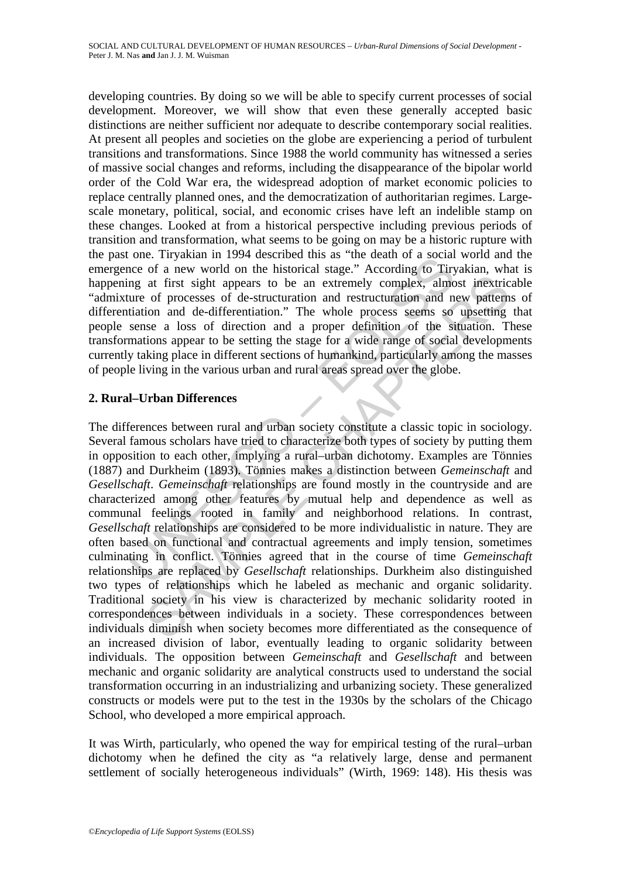developing countries. By doing so we will be able to specify current processes of social development. Moreover, we will show that even these generally accepted basic distinctions are neither sufficient nor adequate to describe contemporary social realities. At present all peoples and societies on the globe are experiencing a period of turbulent transitions and transformations. Since 1988 the world community has witnessed a series of massive social changes and reforms, including the disappearance of the bipolar world order of the Cold War era, the widespread adoption of market economic policies to replace centrally planned ones, and the democratization of authoritarian regimes. Large-scale monetary, political, social, and economic crises have left an indelible stamp on these changes. Looked at from a historical perspective including previous periods of transition and transformation, what seems to be going on may be a historic rupture with the past one. Tiryakian in 1994 described this as "the death of a social world and the emergence of a new world on the historical stage." According to Tiryakian, what is happening at first sight appears to be an extremely complex, almost inextricable "admixture of processes of de-structuration and restructuration and new patterns of differentiation and de-differentiation." The whole process seems so upsetting that people sense a loss of direction and a proper definition of the situation. These transformations appear to be setting the stage for a wide range of social developments currently taking place in different sections of humankind, particularly among the masses of people living in the various urban and rural areas spread over the globe.

## 2. Rural–Urban Differences

The differences between rural and urban society constitute a classic topic in sociology. Several famous scholars have tried to characterize both types of society by putting them in opposition to each other, implying a rural–urban dichotomy. Examples are Tönnies (1887) and Durkheim (1893). Tönnies makes a distinction between *Gemeinschaft* and *Gesellschaft*. *Gemeinschaft* relationships are found mostly in the countryside and are characterized among other features by mutual help and dependence as well as communal feelings rooted in family and neighborhood relations. In contrast, *Gesellschaft* relationships are considered to be more individualistic in nature. They are often based on functional and contractual agreements and imply tension, sometimes culminating in conflict. Tönnies agreed that in the course of time *Gemeinschaft* relationships are replaced by *Gesellschaft* relationships. Durkheim also distinguished two types of relationships which he labeled as mechanic and organic solidarity. Traditional society in his view is characterized by mechanic solidarity rooted in correspondences between individuals in a society. These correspondences between individuals diminish when society becomes more differentiated as the consequence of an increased division of labor, eventually leading to organic solidarity between individuals. The opposition between *Gemeinschaft* and *Gesellschaft* and between mechanic and organic solidarity are analytical constructs used to understand the social transformation occurring in an industrializing and urbanizing society. These generalized constructs or models were put to the test in the 1930s by the scholars of the Chicago School, who developed a more empirical approach.

It was Wirth, particularly, who opened the way for empirical testing of the rural–urban dichotomy when he defined the city as "a relatively large, dense and permanent settlement of socially heterogeneous individuals" (Wirth, 1969: 148). His thesis was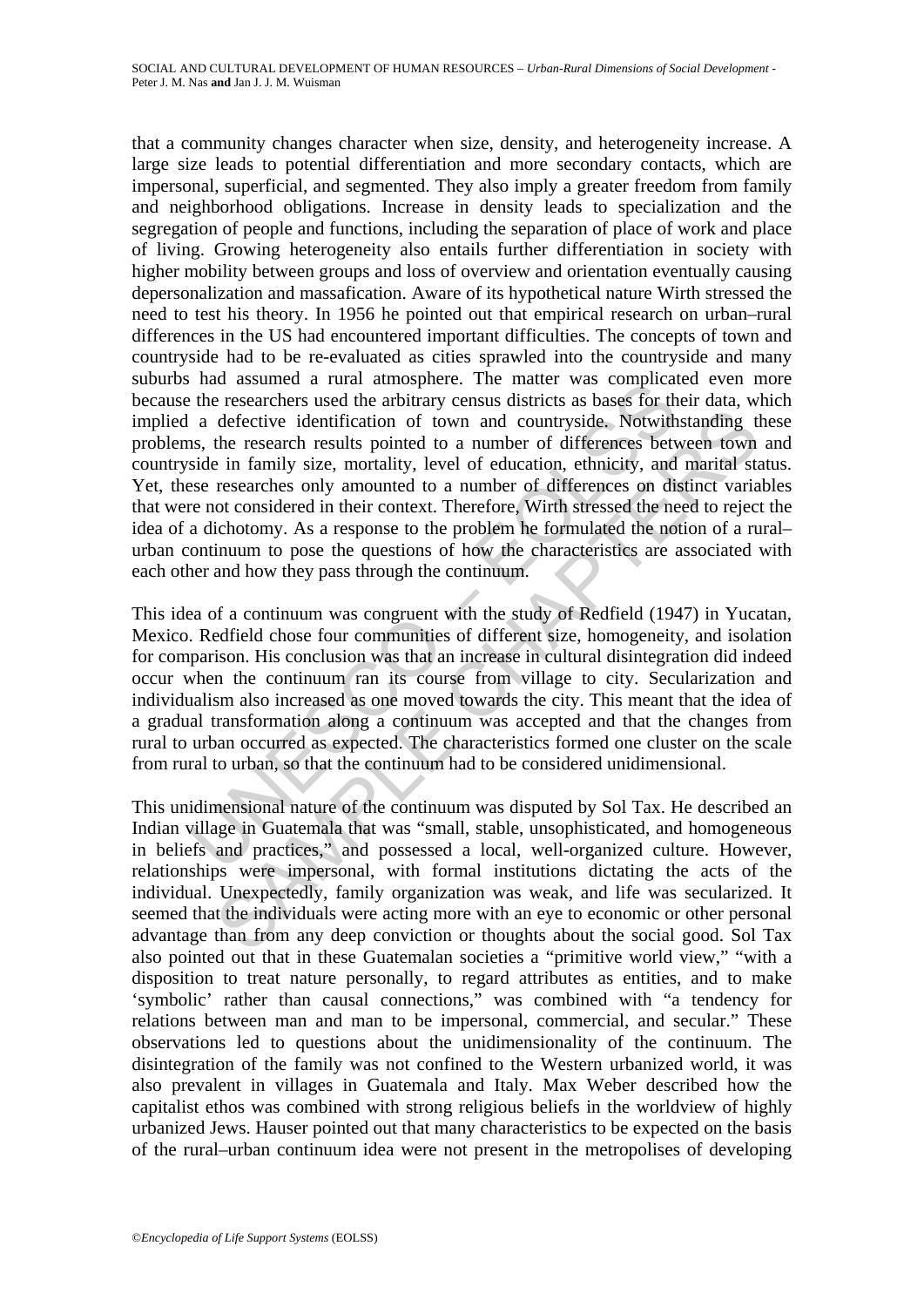that a community changes character when size, density, and heterogeneity increase. A large size leads to potential differentiation and more secondary contacts, which are impersonal, superficial, and segmented. They also imply a greater freedom from family and neighborhood obligations. Increase in density leads to specialization and the segregation of people and functions, including the separation of place of work and place of living. Growing heterogeneity also entails further differentiation in society with higher mobility between groups and loss of overview and orientation eventually causing depersonalization and massafication. Aware of its hypothetical nature Wirth stressed the need to test his theory. In 1956 he pointed out that empirical research on urban–rural differences in the US had encountered important difficulties. The concepts of town and countryside had to be re-evaluated as cities sprawled into the countryside and many suburbs had assumed a rural atmosphere. The matter was complicated even more because the researchers used the arbitrary census districts as bases for their data, which implied a defective identification of town and countryside. Notwithstanding these problems, the research results pointed to a number of differences between town and countryside in family size, mortality, level of education, ethnicity, and marital status. Yet, these researches only amounted to a number of differences on distinct variables that were not considered in their context. Therefore, Wirth stressed the need to reject the idea of a dichotomy. As a response to the problem he formulated the notion of a rural–urban continuum to pose the questions of how the characteristics are associated with each other and how they pass through the continuum.

This idea of a continuum was congruent with the study of Redfield (1947) in Yucatan, Mexico. Redfield chose four communities of different size, homogeneity, and isolation for comparison. His conclusion was that an increase in cultural disintegration did indeed occur when the continuum ran its course from village to city. Secularization and individualism also increased as one moved towards the city. This meant that the idea of a gradual transformation along a continuum was accepted and that the changes from rural to urban occurred as expected. The characteristics formed one cluster on the scale from rural to urban, so that the continuum had to be considered unidimensional.

This unidimensional nature of the continuum was disputed by Sol Tax. He described an Indian village in Guatemala that was "small, stable, unsophisticated, and homogeneous in beliefs and practices," and possessed a local, well-organized culture. However, relationships were impersonal, with formal institutions dictating the acts of the individual. Unexpectedly, family organization was weak, and life was secularized. It seemed that the individuals were acting more with an eye to economic or other personal advantage than from any deep conviction or thoughts about the social good. Sol Tax also pointed out that in these Guatemalan societies a "primitive world view," "with a disposition to treat nature personally, to regard attributes as entities, and to make 'symbolic' rather than causal connections," was combined with "a tendency for relations between man and man to be impersonal, commercial, and secular." These observations led to questions about the unidimensionality of the continuum. The disintegration of the family was not confined to the Western urbanized world, it was also prevalent in villages in Guatemala and Italy. Max Weber described how the capitalist ethos was combined with strong religious beliefs in the worldview of highly urbanized Jews. Hauser pointed out that many characteristics to be expected on the basis of the rural–urban continuum idea were not present in the metropolises of developing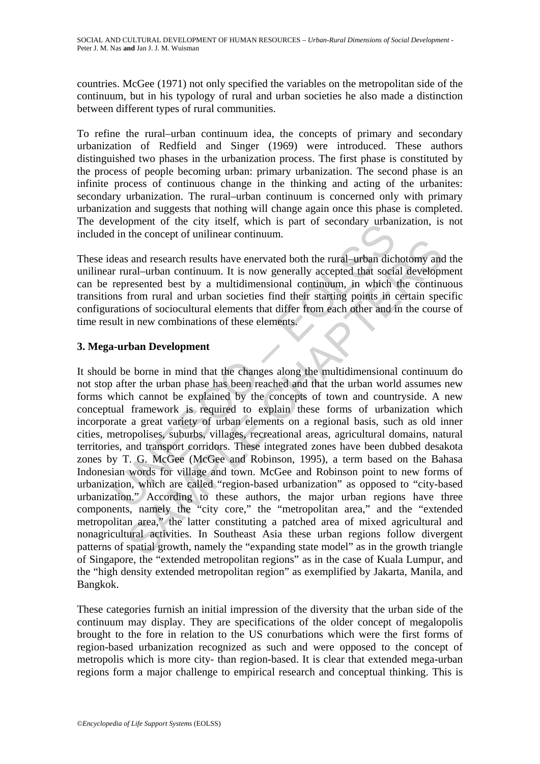countries. McGee (1971) not only specified the variables on the metropolitan side of the continuum, but in his typology of rural and urban societies he also made a distinction between different types of rural communities.

To refine the rural–urban continuum idea, the concepts of primary and secondary urbanization of Redfield and Singer (1969) were introduced. These authors distinguished two phases in the urbanization process. The first phase is constituted by the process of people becoming urban: primary urbanization. The second phase is an infinite process of continuous change in the thinking and acting of the urbanites: secondary urbanization. The rural–urban continuum is concerned only with primary urbanization and suggests that nothing will change again once this phase is completed. The development of the city itself, which is part of secondary urbanization, is not included in the concept of unilinear continuum.

These ideas and research results have enervated both the rural–urban dichotomy and the unilinear rural–urban continuum. It is now generally accepted that social development can be represented best by a multidimensional continuum, in which the continuous transitions from rural and urban societies find their starting points in certain specific configurations of sociocultural elements that differ from each other and in the course of time result in new combinations of these elements.

## 3. Mega-urban Development

It should be borne in mind that the changes along the multidimensional continuum do not stop after the urban phase has been reached and that the urban world assumes new forms which cannot be explained by the concepts of town and countryside. A new conceptual framework is required to explain these forms of urbanization which incorporate a great variety of urban elements on a regional basis, such as old inner cities, metropolises, suburbs, villages, recreational areas, agricultural domains, natural territories, and transport corridors. These integrated zones have been dubbed desakota zones by T. G. McGee (McGee and Robinson, 1995), a term based on the Bahasa Indonesian words for village and town. McGee and Robinson point to new forms of urbanization, which are called "region-based urbanization" as opposed to "city-based urbanization." According to these authors, the major urban regions have three components, namely the "city core," the "metropolitan area," and the "extended metropolitan area," the latter constituting a patched area of mixed agricultural and nonagricultural activities. In Southeast Asia these urban regions follow divergent patterns of spatial growth, namely the "expanding state model" as in the growth triangle of Singapore, the "extended metropolitan regions" as in the case of Kuala Lumpur, and the "high density extended metropolitan region" as exemplified by Jakarta, Manila, and Bangkok.

These categories furnish an initial impression of the diversity that the urban side of the continuum may display. They are specifications of the older concept of megalopolis brought to the fore in relation to the US conurbations which were the first forms of region-based urbanization recognized as such and were opposed to the concept of metropolis which is more city- than region-based. It is clear that extended mega-urban regions form a major challenge to empirical research and conceptual thinking. This is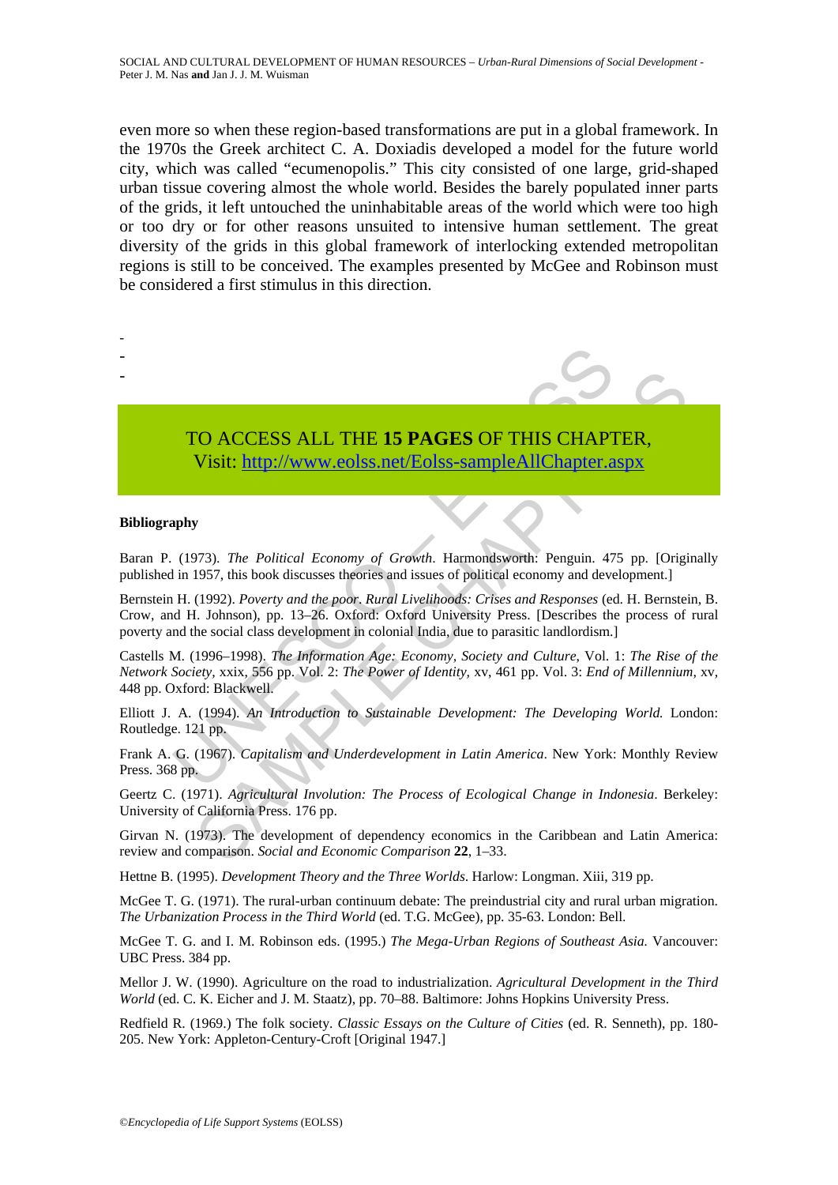even more so when these region-based transformations are put in a global framework. In the 1970s the Greek architect C. A. Doxiadis developed a model for the future world city, which was called "ecumenopolis." This city consisted of one large, grid-shaped urban tissue covering almost the whole world. Besides the barely populated inner parts of the grids, it left untouched the uninhabitable areas of the world which were too high or too dry or for other reasons unsuited to intensive human settlement. The great diversity of the grids in this global framework of interlocking extended metropolitan regions is still to be conceived. The examples presented by McGee and Robinson must be considered a first stimulus in this direction.

-
-
-

TO ACCESS ALL THE **15 PAGES** OF THIS CHAPTER,
Visit: http://www.eolss.net/Eolss-sampleAllChapter.aspx

**Bibliography**

Baran P. (1973). *The Political Economy of Growth*. Harmondsworth: Penguin. 475 pp. [Originally published in 1957, this book discusses theories and issues of political economy and development.]

Bernstein H. (1992). *Poverty and the poor*. *Rural Livelihoods: Crises and Responses* (ed. H. Bernstein, B. Crow, and H. Johnson), pp. 13–26. Oxford: Oxford University Press. [Describes the process of rural poverty and the social class development in colonial India, due to parasitic landlordism.]

Castells M. (1996–1998). *The Information Age: Economy, Society and Culture*, Vol. 1: *The Rise of the Network Society,* xxix, 556 pp. Vol. 2: *The Power of Identity,* xv, 461 pp. Vol. 3: *End of Millennium,* xv, 448 pp. Oxford: Blackwell.

Elliott J. A. (1994). *An Introduction to Sustainable Development: The Developing World.* London: Routledge. 121 pp.

Frank A. G. (1967). *Capitalism and Underdevelopment in Latin America*. New York: Monthly Review Press. 368 pp.

Geertz C. (1971). *Agricultural Involution: The Process of Ecological Change in Indonesia*. Berkeley: University of California Press. 176 pp.

Girvan N. (1973). The development of dependency economics in the Caribbean and Latin America: review and comparison. *Social and Economic Comparison* **22**, 1–33.

Hettne B. (1995). *Development Theory and the Three Worlds*. Harlow: Longman. Xiii, 319 pp.

McGee T. G. (1971). The rural-urban continuum debate: The preindustrial city and rural urban migration. *The Urbanization Process in the Third World* (ed. T.G. McGee), pp. 35-63. London: Bell.

McGee T. G. and I. M. Robinson eds. (1995.) *The Mega-Urban Regions of Southeast Asia.* Vancouver: UBC Press. 384 pp.

Mellor J. W. (1990). Agriculture on the road to industrialization. *Agricultural Development in the Third World* (ed. C. K. Eicher and J. M. Staatz), pp. 70–88. Baltimore: Johns Hopkins University Press.

Redfield R. (1969.) The folk society. *Classic Essays on the Culture of Cities* (ed. R. Senneth), pp. 180-205. New York: Appleton-Century-Croft [Original 1947.]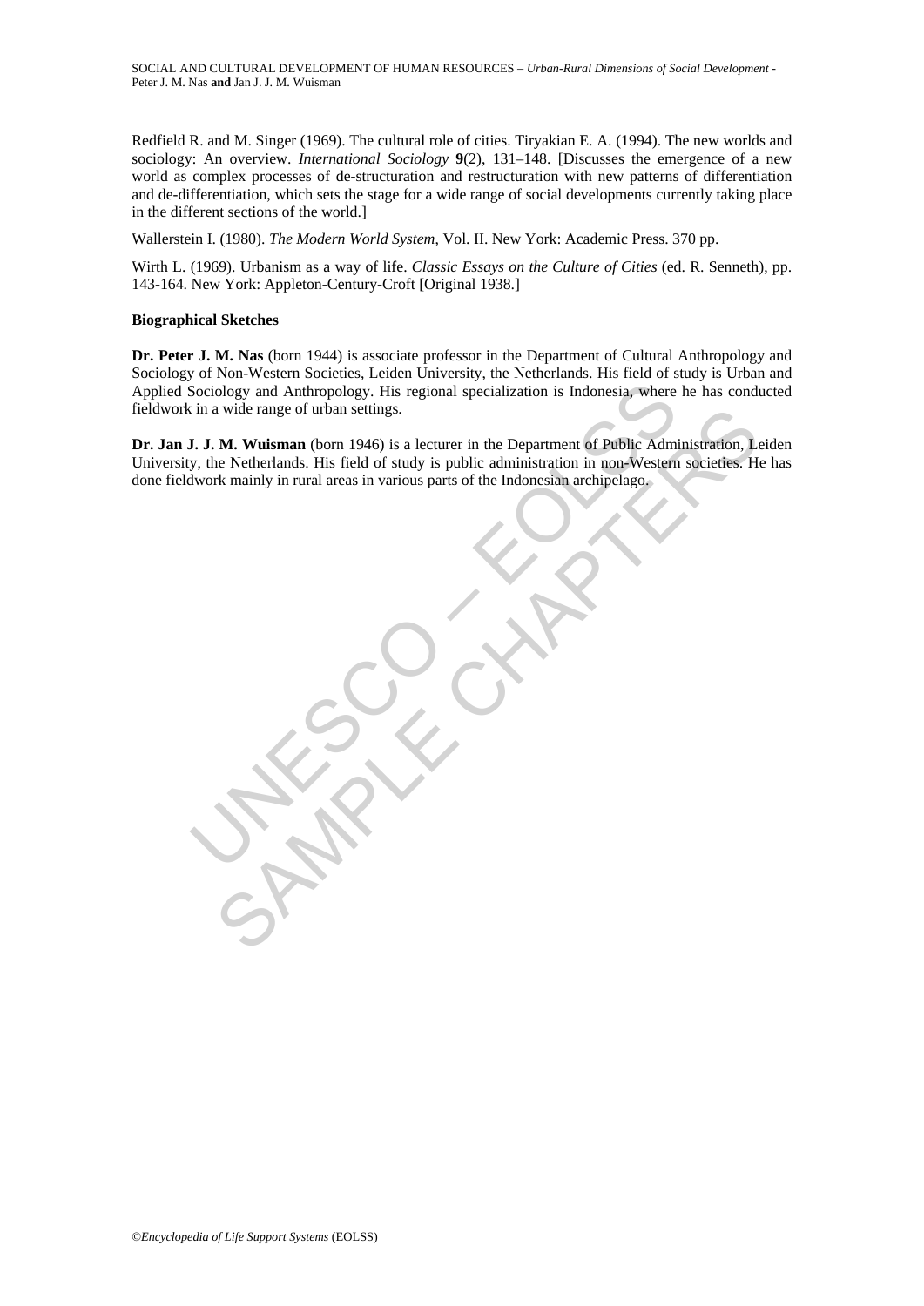Redfield R. and M. Singer (1969). The cultural role of cities. Tiryakian E. A. (1994). The new worlds and sociology: An overview. *International Sociology* **9**(2), 131–148. [Discusses the emergence of a new world as complex processes of de-structuration and restructuration with new patterns of differentiation and de-differentiation, which sets the stage for a wide range of social developments currently taking place in the different sections of the world.]

Wallerstein I. (1980). *The Modern World System*, Vol. II. New York: Academic Press. 370 pp.

Wirth L. (1969). Urbanism as a way of life. *Classic Essays on the Culture of Cities* (ed. R. Senneth), pp. 143-164. New York: Appleton-Century-Croft [Original 1938.]

### Biographical Sketches

**Dr. Peter J. M. Nas** (born 1944) is associate professor in the Department of Cultural Anthropology and Sociology of Non-Western Societies, Leiden University, the Netherlands. His field of study is Urban and Applied Sociology and Anthropology. His regional specialization is Indonesia, where he has conducted fieldwork in a wide range of urban settings.

**Dr. Jan J. J. M. Wuisman** (born 1946) is a lecturer in the Department of Public Administration, Leiden University, the Netherlands. His field of study is public administration in non-Western societies. He has done fieldwork mainly in rural areas in various parts of the Indonesian archipelago.